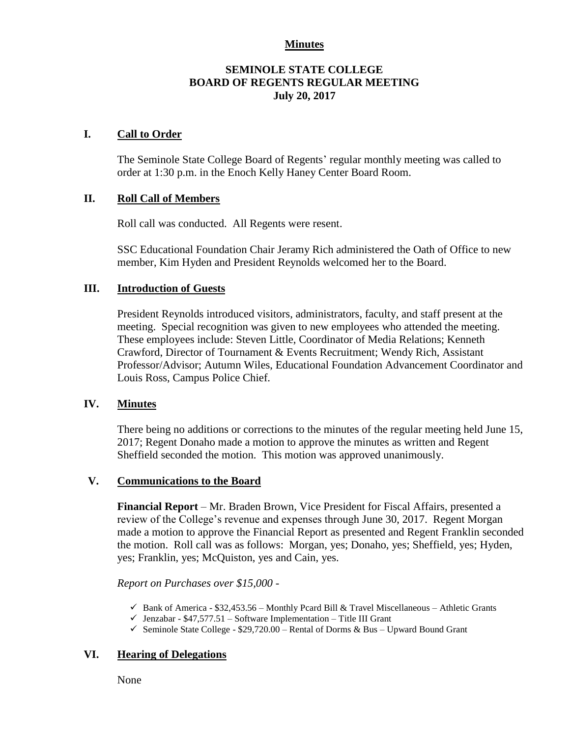**Minutes**

# SEMINOLE STATE COLLEGE
# BOARD OF REGENTS REGULAR MEETING
# July 20, 2017

## I. Call to Order

The Seminole State College Board of Regents' regular monthly meeting was called to order at 1:30 p.m. in the Enoch Kelly Haney Center Board Room.

## II. Roll Call of Members

Roll call was conducted. All Regents were resent.

SSC Educational Foundation Chair Jeramy Rich administered the Oath of Office to new member, Kim Hyden and President Reynolds welcomed her to the Board.

## III. Introduction of Guests

President Reynolds introduced visitors, administrators, faculty, and staff present at the meeting. Special recognition was given to new employees who attended the meeting. These employees include: Steven Little, Coordinator of Media Relations; Kenneth Crawford, Director of Tournament & Events Recruitment; Wendy Rich, Assistant Professor/Advisor; Autumn Wiles, Educational Foundation Advancement Coordinator and Louis Ross, Campus Police Chief.

## IV. Minutes

There being no additions or corrections to the minutes of the regular meeting held June 15, 2017; Regent Donaho made a motion to approve the minutes as written and Regent Sheffield seconded the motion. This motion was approved unanimously.

## V. Communications to the Board

**Financial Report** – Mr. Braden Brown, Vice President for Fiscal Affairs, presented a review of the College's revenue and expenses through June 30, 2017. Regent Morgan made a motion to approve the Financial Report as presented and Regent Franklin seconded the motion. Roll call was as follows: Morgan, yes; Donaho, yes; Sheffield, yes; Hyden, yes; Franklin, yes; McQuiston, yes and Cain, yes.

*Report on Purchases over $15,000 -*

- ✓ Bank of America - $32,453.56 – Monthly Pcard Bill & Travel Miscellaneous – Athletic Grants
- ✓ Jenzabar - $47,577.51 – Software Implementation – Title III Grant
- ✓ Seminole State College - $29,720.00 – Rental of Dorms & Bus – Upward Bound Grant

## VI. Hearing of Delegations

None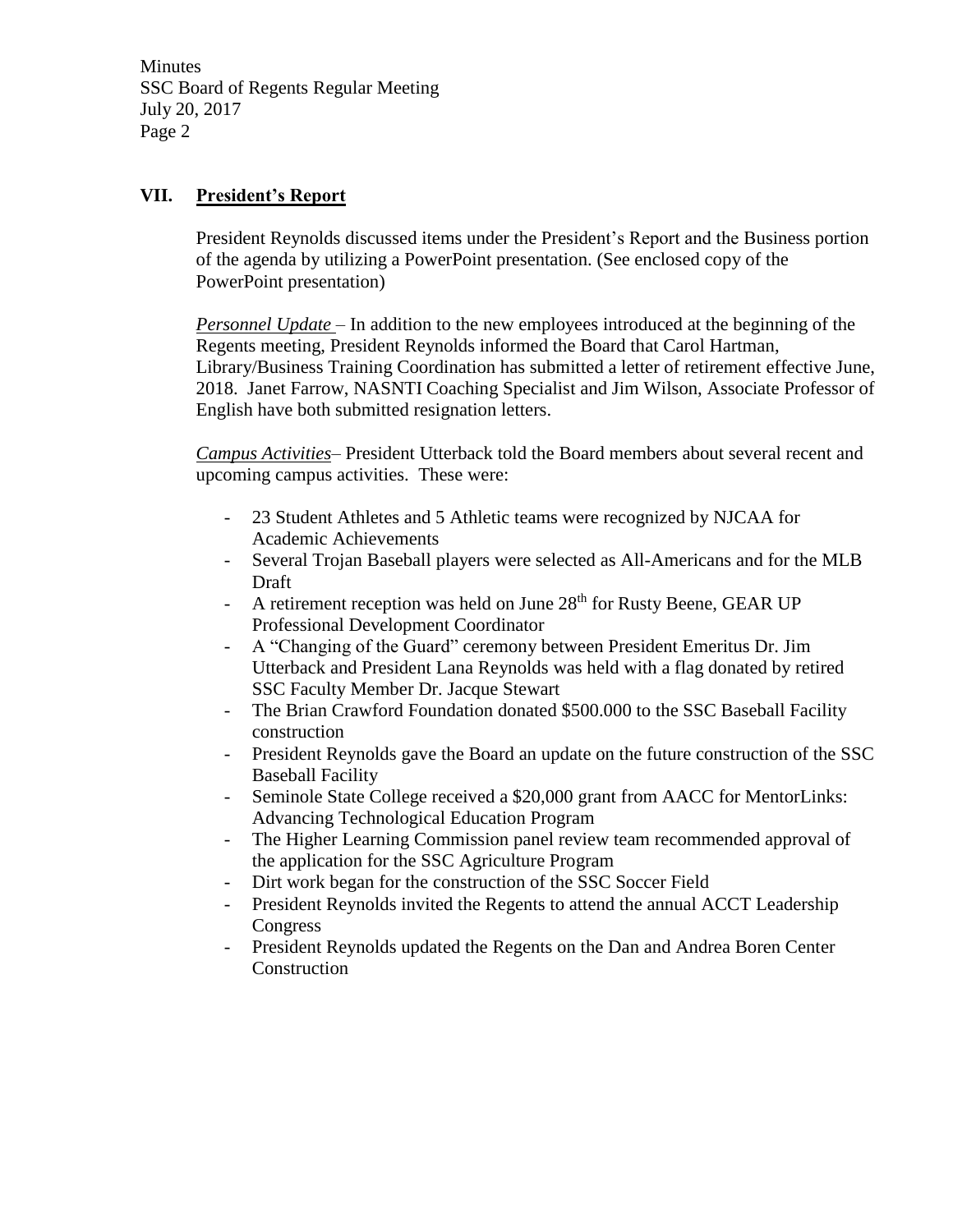## VII. President's Report

President Reynolds discussed items under the President's Report and the Business portion of the agenda by utilizing a PowerPoint presentation. (See enclosed copy of the PowerPoint presentation)

*Personnel Update* – In addition to the new employees introduced at the beginning of the Regents meeting, President Reynolds informed the Board that Carol Hartman, Library/Business Training Coordination has submitted a letter of retirement effective June, 2018. Janet Farrow, NASNTI Coaching Specialist and Jim Wilson, Associate Professor of English have both submitted resignation letters.

*Campus Activities*– President Utterback told the Board members about several recent and upcoming campus activities. These were:

- 23 Student Athletes and 5 Athletic teams were recognized by NJCAA for Academic Achievements
- Several Trojan Baseball players were selected as All-Americans and for the MLB Draft
- A retirement reception was held on June 28th for Rusty Beene, GEAR UP Professional Development Coordinator
- A "Changing of the Guard" ceremony between President Emeritus Dr. Jim Utterback and President Lana Reynolds was held with a flag donated by retired SSC Faculty Member Dr. Jacque Stewart
- The Brian Crawford Foundation donated $500.000 to the SSC Baseball Facility construction
- President Reynolds gave the Board an update on the future construction of the SSC Baseball Facility
- Seminole State College received a $20,000 grant from AACC for MentorLinks: Advancing Technological Education Program
- The Higher Learning Commission panel review team recommended approval of the application for the SSC Agriculture Program
- Dirt work began for the construction of the SSC Soccer Field
- President Reynolds invited the Regents to attend the annual ACCT Leadership Congress
- President Reynolds updated the Regents on the Dan and Andrea Boren Center Construction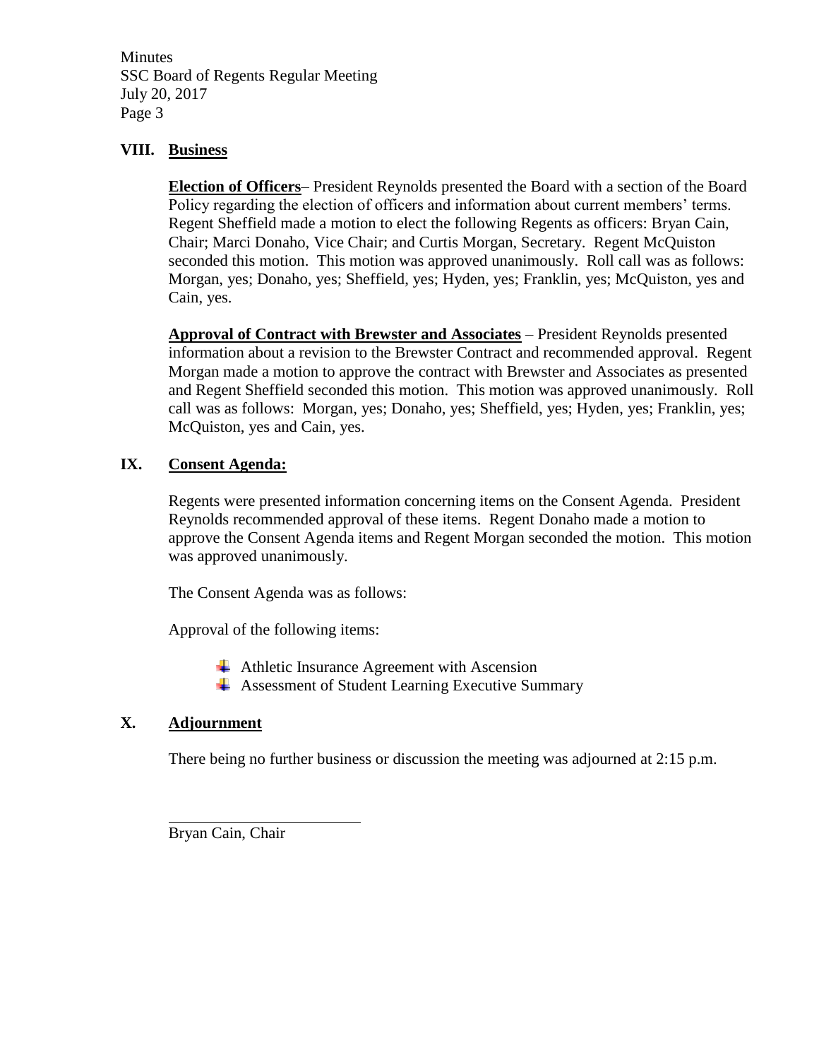## VIII. Business

**Election of Officers**– President Reynolds presented the Board with a section of the Board Policy regarding the election of officers and information about current members' terms. Regent Sheffield made a motion to elect the following Regents as officers: Bryan Cain, Chair; Marci Donaho, Vice Chair; and Curtis Morgan, Secretary. Regent McQuiston seconded this motion. This motion was approved unanimously. Roll call was as follows: Morgan, yes; Donaho, yes; Sheffield, yes; Hyden, yes; Franklin, yes; McQuiston, yes and Cain, yes.

**Approval of Contract with Brewster and Associates** – President Reynolds presented information about a revision to the Brewster Contract and recommended approval. Regent Morgan made a motion to approve the contract with Brewster and Associates as presented and Regent Sheffield seconded this motion. This motion was approved unanimously. Roll call was as follows: Morgan, yes; Donaho, yes; Sheffield, yes; Hyden, yes; Franklin, yes; McQuiston, yes and Cain, yes.

## IX. Consent Agenda:

Regents were presented information concerning items on the Consent Agenda. President Reynolds recommended approval of these items. Regent Donaho made a motion to approve the Consent Agenda items and Regent Morgan seconded the motion. This motion was approved unanimously.

The Consent Agenda was as follows:

Approval of the following items:

- Athletic Insurance Agreement with Ascension
- Assessment of Student Learning Executive Summary

## X. Adjournment

There being no further business or discussion the meeting was adjourned at 2:15 p.m.

\_\_\_\_\_\_\_\_\_\_\_\_\_\_\_\_\_\_\_\_\_\_\_\_\_

Bryan Cain, Chair